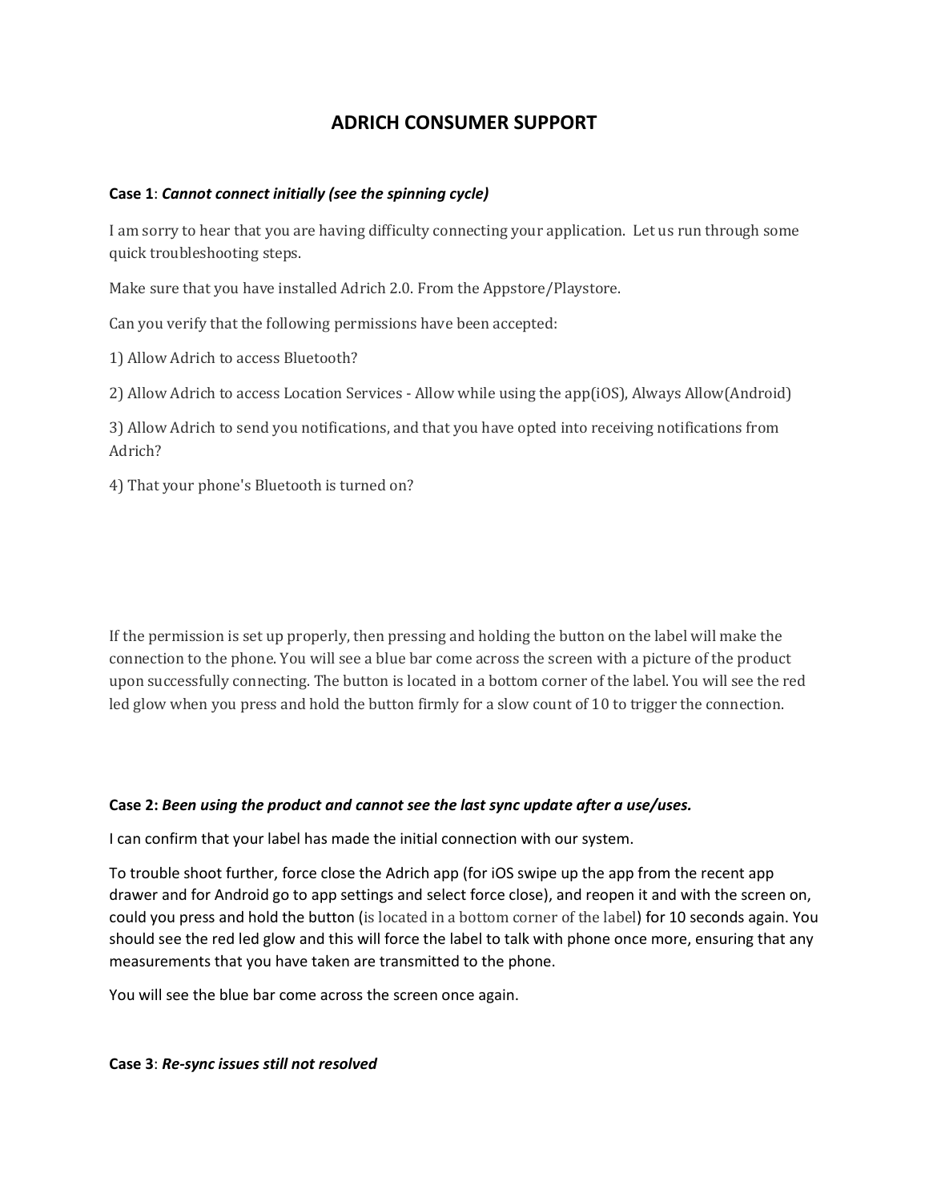# ADRICH CONSUMER SUPPORT

**Case 1**: ***Cannot connect initially (see the spinning cycle)***

I am sorry to hear that you are having difficulty connecting your application. Let us run through some quick troubleshooting steps.

Make sure that you have installed Adrich 2.0. From the Appstore/Playstore.

Can you verify that the following permissions have been accepted:

1) Allow Adrich to access Bluetooth?

2) Allow Adrich to access Location Services - Allow while using the app(iOS), Always Allow(Android)

3) Allow Adrich to send you notifications, and that you have opted into receiving notifications from Adrich?

4) That your phone's Bluetooth is turned on?

If the permission is set up properly, then pressing and holding the button on the label will make the connection to the phone. You will see a blue bar come across the screen with a picture of the product upon successfully connecting. The button is located in a bottom corner of the label. You will see the red led glow when you press and hold the button firmly for a slow count of 10 to trigger the connection.

**Case 2:** ***Been using the product and cannot see the last sync update after a use/uses.***

I can confirm that your label has made the initial connection with our system.

To trouble shoot further, force close the Adrich app (for iOS swipe up the app from the recent app drawer and for Android go to app settings and select force close), and reopen it and with the screen on, could you press and hold the button (is located in a bottom corner of the label) for 10 seconds again. You should see the red led glow and this will force the label to talk with phone once more, ensuring that any measurements that you have taken are transmitted to the phone.

You will see the blue bar come across the screen once again.

**Case 3**: ***Re-sync issues still not resolved***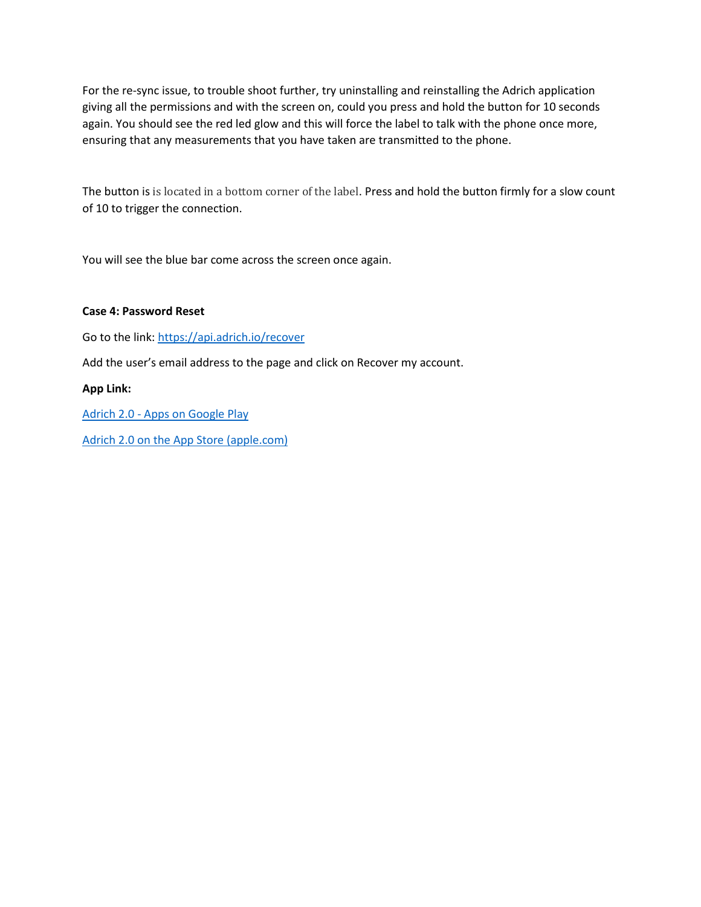For the re-sync issue, to trouble shoot further, try uninstalling and reinstalling the Adrich application giving all the permissions and with the screen on, could you press and hold the button for 10 seconds again. You should see the red led glow and this will force the label to talk with the phone once more, ensuring that any measurements that you have taken are transmitted to the phone.

The button is is located in a bottom corner of the label. Press and hold the button firmly for a slow count of 10 to trigger the connection.

You will see the blue bar come across the screen once again.

**Case 4: Password Reset**

Go to the link: [https://api.adrich.io/recover](https://api.adrich.io/recover)

Add the user's email address to the page and click on Recover my account.

**App Link:**

Adrich 2.0 - Apps on Google Play

Adrich 2.0 on the App Store (apple.com)